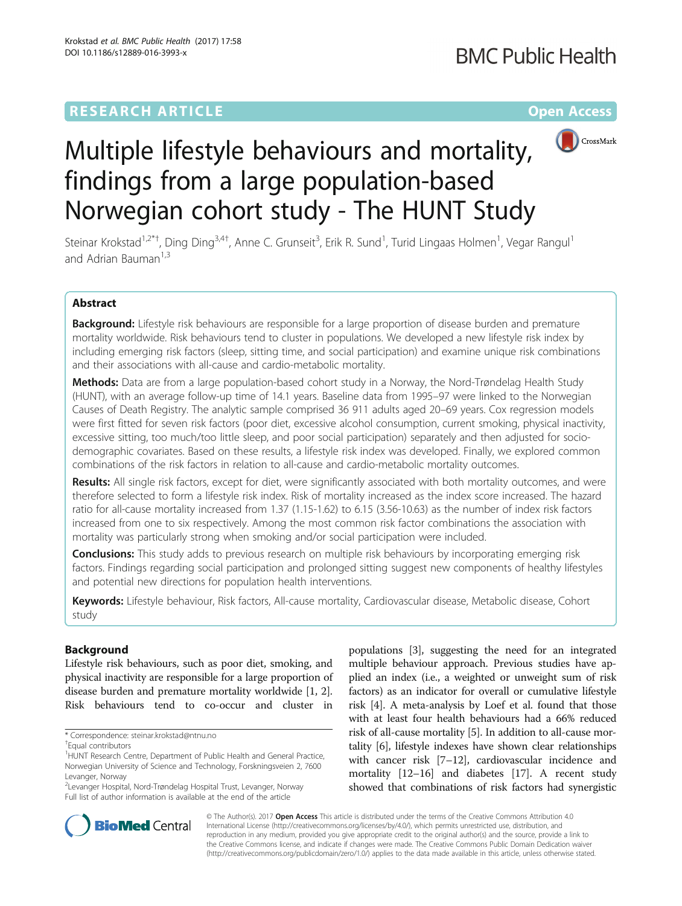RESEARCH ARTICLE

Open Access

# Multiple lifestyle behaviours and mortality, findings from a large population-based Norwegian cohort study - The HUNT Study

Steinar Krokstad[1,2*†], Ding Ding[3,4†], Anne C. Grunseit[3], Erik R. Sund[1], Turid Lingaas Holmen[1], Vegar Rangul[1] and Adrian Bauman[1,3]

## Abstract

**Background:** Lifestyle risk behaviours are responsible for a large proportion of disease burden and premature mortality worldwide. Risk behaviours tend to cluster in populations. We developed a new lifestyle risk index by including emerging risk factors (sleep, sitting time, and social participation) and examine unique risk combinations and their associations with all-cause and cardio-metabolic mortality.

**Methods:** Data are from a large population-based cohort study in a Norway, the Nord-Trøndelag Health Study (HUNT), with an average follow-up time of 14.1 years. Baseline data from 1995–97 were linked to the Norwegian Causes of Death Registry. The analytic sample comprised 36 911 adults aged 20–69 years. Cox regression models were first fitted for seven risk factors (poor diet, excessive alcohol consumption, current smoking, physical inactivity, excessive sitting, too much/too little sleep, and poor social participation) separately and then adjusted for socio-demographic covariates. Based on these results, a lifestyle risk index was developed. Finally, we explored common combinations of the risk factors in relation to all-cause and cardio-metabolic mortality outcomes.

**Results:** All single risk factors, except for diet, were significantly associated with both mortality outcomes, and were therefore selected to form a lifestyle risk index. Risk of mortality increased as the index score increased. The hazard ratio for all-cause mortality increased from 1.37 (1.15-1.62) to 6.15 (3.56-10.63) as the number of index risk factors increased from one to six respectively. Among the most common risk factor combinations the association with mortality was particularly strong when smoking and/or social participation were included.

**Conclusions:** This study adds to previous research on multiple risk behaviours by incorporating emerging risk factors. Findings regarding social participation and prolonged sitting suggest new components of healthy lifestyles and potential new directions for population health interventions.

**Keywords:** Lifestyle behaviour, Risk factors, All-cause mortality, Cardiovascular disease, Metabolic disease, Cohort study

## Background

Lifestyle risk behaviours, such as poor diet, smoking, and physical inactivity are responsible for a large proportion of disease burden and premature mortality worldwide [1, 2]. Risk behaviours tend to co-occur and cluster in populations [3], suggesting the need for an integrated multiple behaviour approach. Previous studies have applied an index (i.e., a weighted or unweight sum of risk factors) as an indicator for overall or cumulative lifestyle risk [4]. A meta-analysis by Loef et al. found that those with at least four health behaviours had a 66% reduced risk of all-cause mortality [5]. In addition to all-cause mortality [6], lifestyle indexes have shown clear relationships with cancer risk [7–12], cardiovascular incidence and mortality [12–16] and diabetes [17]. A recent study showed that combinations of risk factors had synergistic

* Correspondence: steinar.krokstad@ntnu.no

†Equal contributors

[1]HUNT Research Centre, Department of Public Health and General Practice, Norwegian University of Science and Technology, Forskningsveien 2, 7600 Levanger, Norway

[2]Levanger Hospital, Nord-Trøndelag Hospital Trust, Levanger, Norway

Full list of author information is available at the end of the article

© The Author(s). 2017 **Open Access** This article is distributed under the terms of the Creative Commons Attribution 4.0 International License (http://creativecommons.org/licenses/by/4.0/), which permits unrestricted use, distribution, and reproduction in any medium, provided you give appropriate credit to the original author(s) and the source, provide a link to the Creative Commons license, and indicate if changes were made. The Creative Commons Public Domain Dedication waiver (http://creativecommons.org/publicdomain/zero/1.0/) applies to the data made available in this article, unless otherwise stated.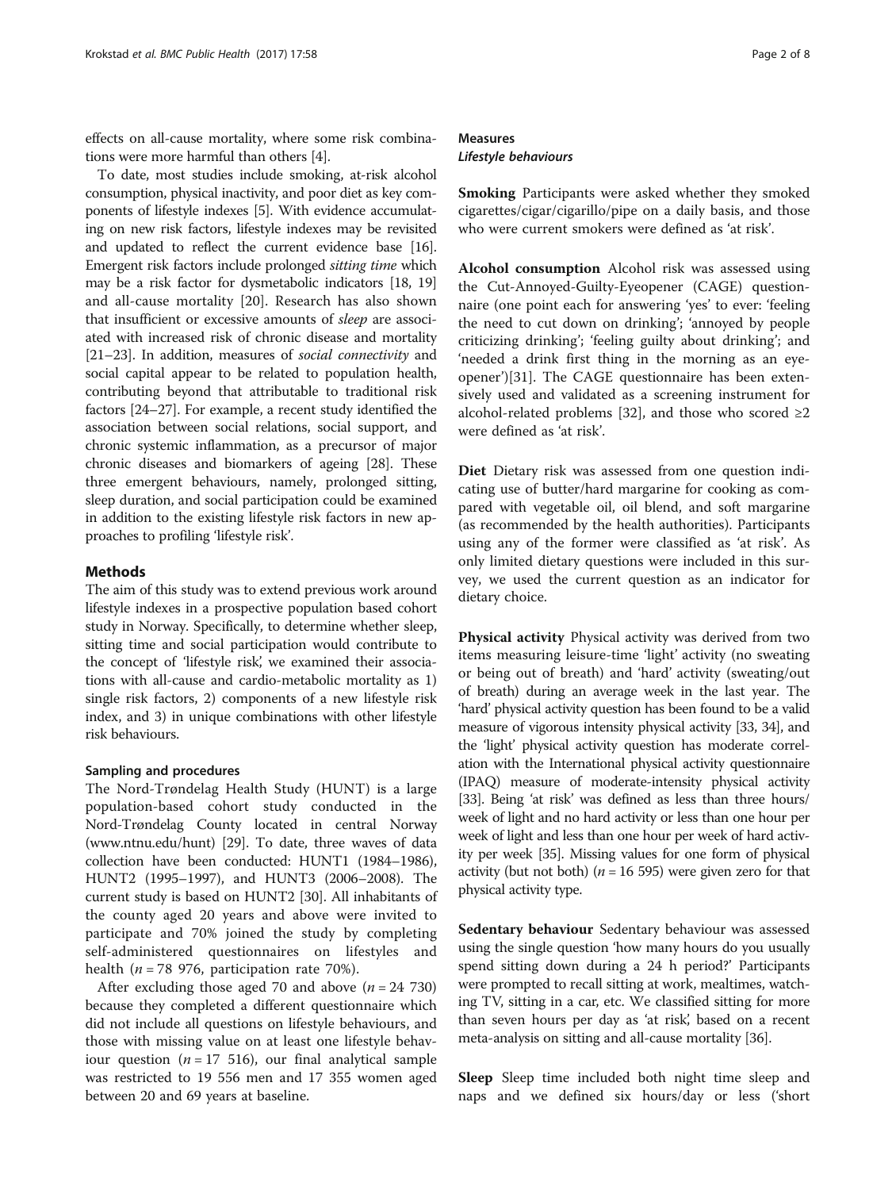effects on all-cause mortality, where some risk combinations were more harmful than others [4].

To date, most studies include smoking, at-risk alcohol consumption, physical inactivity, and poor diet as key components of lifestyle indexes [5]. With evidence accumulating on new risk factors, lifestyle indexes may be revisited and updated to reflect the current evidence base [16]. Emergent risk factors include prolonged *sitting time* which may be a risk factor for dysmetabolic indicators [18, 19] and all-cause mortality [20]. Research has also shown that insufficient or excessive amounts of *sleep* are associated with increased risk of chronic disease and mortality [21–23]. In addition, measures of *social connectivity* and social capital appear to be related to population health, contributing beyond that attributable to traditional risk factors [24–27]. For example, a recent study identified the association between social relations, social support, and chronic systemic inflammation, as a precursor of major chronic diseases and biomarkers of ageing [28]. These three emergent behaviours, namely, prolonged sitting, sleep duration, and social participation could be examined in addition to the existing lifestyle risk factors in new approaches to profiling 'lifestyle risk'.

## Methods

The aim of this study was to extend previous work around lifestyle indexes in a prospective population based cohort study in Norway. Specifically, to determine whether sleep, sitting time and social participation would contribute to the concept of 'lifestyle risk', we examined their associations with all-cause and cardio-metabolic mortality as 1) single risk factors, 2) components of a new lifestyle risk index, and 3) in unique combinations with other lifestyle risk behaviours.

### Sampling and procedures

The Nord-Trøndelag Health Study (HUNT) is a large population-based cohort study conducted in the Nord-Trøndelag County located in central Norway (www.ntnu.edu/hunt) [29]. To date, three waves of data collection have been conducted: HUNT1 (1984–1986), HUNT2 (1995–1997), and HUNT3 (2006–2008). The current study is based on HUNT2 [30]. All inhabitants of the county aged 20 years and above were invited to participate and 70% joined the study by completing self-administered questionnaires on lifestyles and health ($n$ = 78 976, participation rate 70%).

After excluding those aged 70 and above ($n$ = 24 730) because they completed a different questionnaire which did not include all questions on lifestyle behaviours, and those with missing value on at least one lifestyle behaviour question ($n$ = 17 516), our final analytical sample was restricted to 19 556 men and 17 355 women aged between 20 and 69 years at baseline.

### Measures

#### *Lifestyle behaviours*

**Smoking** Participants were asked whether they smoked cigarettes/cigar/cigarillo/pipe on a daily basis, and those who were current smokers were defined as 'at risk'.

**Alcohol consumption** Alcohol risk was assessed using the Cut-Annoyed-Guilty-Eyeopener (CAGE) questionnaire (one point each for answering 'yes' to ever: 'feeling the need to cut down on drinking'; 'annoyed by people criticizing drinking'; 'feeling guilty about drinking'; and 'needed a drink first thing in the morning as an eye-opener')[31]. The CAGE questionnaire has been extensively used and validated as a screening instrument for alcohol-related problems [32], and those who scored ≥2 were defined as 'at risk'.

**Diet** Dietary risk was assessed from one question indicating use of butter/hard margarine for cooking as compared with vegetable oil, oil blend, and soft margarine (as recommended by the health authorities). Participants using any of the former were classified as 'at risk'. As only limited dietary questions were included in this survey, we used the current question as an indicator for dietary choice.

**Physical activity** Physical activity was derived from two items measuring leisure-time 'light' activity (no sweating or being out of breath) and 'hard' activity (sweating/out of breath) during an average week in the last year. The 'hard' physical activity question has been found to be a valid measure of vigorous intensity physical activity [33, 34], and the 'light' physical activity question has moderate correlation with the International physical activity questionnaire (IPAQ) measure of moderate-intensity physical activity [33]. Being 'at risk' was defined as less than three hours/week of light and no hard activity or less than one hour per week of light and less than one hour per week of hard activity per week [35]. Missing values for one form of physical activity (but not both) ($n$ = 16 595) were given zero for that physical activity type.

**Sedentary behaviour** Sedentary behaviour was assessed using the single question 'how many hours do you usually spend sitting down during a 24 h period?' Participants were prompted to recall sitting at work, mealtimes, watching TV, sitting in a car, etc. We classified sitting for more than seven hours per day as 'at risk', based on a recent meta-analysis on sitting and all-cause mortality [36].

**Sleep** Sleep time included both night time sleep and naps and we defined six hours/day or less ('short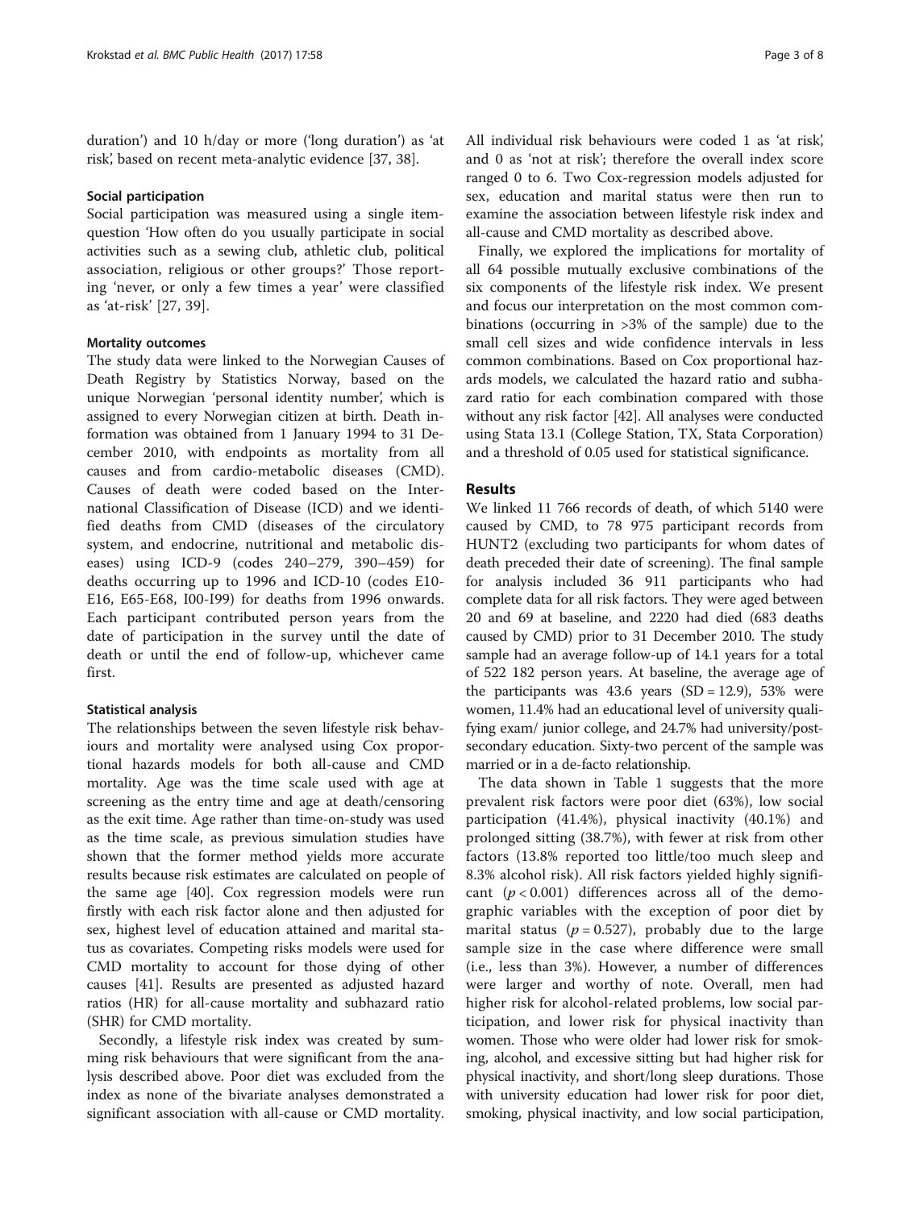duration') and 10 h/day or more ('long duration') as 'at risk', based on recent meta-analytic evidence [37, 38].

### Social participation

Social participation was measured using a single item-question 'How often do you usually participate in social activities such as a sewing club, athletic club, political association, religious or other groups?' Those reporting 'never, or only a few times a year' were classified as 'at-risk' [27, 39].

### Mortality outcomes

The study data were linked to the Norwegian Causes of Death Registry by Statistics Norway, based on the unique Norwegian 'personal identity number', which is assigned to every Norwegian citizen at birth. Death information was obtained from 1 January 1994 to 31 December 2010, with endpoints as mortality from all causes and from cardio-metabolic diseases (CMD). Causes of death were coded based on the International Classification of Disease (ICD) and we identified deaths from CMD (diseases of the circulatory system, and endocrine, nutritional and metabolic diseases) using ICD-9 (codes 240–279, 390–459) for deaths occurring up to 1996 and ICD-10 (codes E10-E16, E65-E68, I00-I99) for deaths from 1996 onwards. Each participant contributed person years from the date of participation in the survey until the date of death or until the end of follow-up, whichever came first.

### Statistical analysis

The relationships between the seven lifestyle risk behaviours and mortality were analysed using Cox proportional hazards models for both all-cause and CMD mortality. Age was the time scale used with age at screening as the entry time and age at death/censoring as the exit time. Age rather than time-on-study was used as the time scale, as previous simulation studies have shown that the former method yields more accurate results because risk estimates are calculated on people of the same age [40]. Cox regression models were run firstly with each risk factor alone and then adjusted for sex, highest level of education attained and marital status as covariates. Competing risks models were used for CMD mortality to account for those dying of other causes [41]. Results are presented as adjusted hazard ratios (HR) for all-cause mortality and subhazard ratio (SHR) for CMD mortality.

Secondly, a lifestyle risk index was created by summing risk behaviours that were significant from the analysis described above. Poor diet was excluded from the index as none of the bivariate analyses demonstrated a significant association with all-cause or CMD mortality. All individual risk behaviours were coded 1 as 'at risk', and 0 as 'not at risk'; therefore the overall index score ranged 0 to 6. Two Cox-regression models adjusted for sex, education and marital status were then run to examine the association between lifestyle risk index and all-cause and CMD mortality as described above.

Finally, we explored the implications for mortality of all 64 possible mutually exclusive combinations of the six components of the lifestyle risk index. We present and focus our interpretation on the most common combinations (occurring in >3% of the sample) due to the small cell sizes and wide confidence intervals in less common combinations. Based on Cox proportional hazards models, we calculated the hazard ratio and subhazard ratio for each combination compared with those without any risk factor [42]. All analyses were conducted using Stata 13.1 (College Station, TX, Stata Corporation) and a threshold of 0.05 used for statistical significance.

## Results

We linked 11 766 records of death, of which 5140 were caused by CMD, to 78 975 participant records from HUNT2 (excluding two participants for whom dates of death preceded their date of screening). The final sample for analysis included 36 911 participants who had complete data for all risk factors. They were aged between 20 and 69 at baseline, and 2220 had died (683 deaths caused by CMD) prior to 31 December 2010. The study sample had an average follow-up of 14.1 years for a total of 522 182 person years. At baseline, the average age of the participants was 43.6 years (SD = 12.9), 53% were women, 11.4% had an educational level of university qualifying exam/ junior college, and 24.7% had university/post-secondary education. Sixty-two percent of the sample was married or in a de-facto relationship.

The data shown in Table 1 suggests that the more prevalent risk factors were poor diet (63%), low social participation (41.4%), physical inactivity (40.1%) and prolonged sitting (38.7%), with fewer at risk from other factors (13.8% reported too little/too much sleep and 8.3% alcohol risk). All risk factors yielded highly significant ($p < 0.001$) differences across all of the demographic variables with the exception of poor diet by marital status ($p = 0.527$), probably due to the large sample size in the case where difference were small (i.e., less than 3%). However, a number of differences were larger and worthy of note. Overall, men had higher risk for alcohol-related problems, low social participation, and lower risk for physical inactivity than women. Those who were older had lower risk for smoking, alcohol, and excessive sitting but had higher risk for physical inactivity, and short/long sleep durations. Those with university education had lower risk for poor diet, smoking, physical inactivity, and low social participation,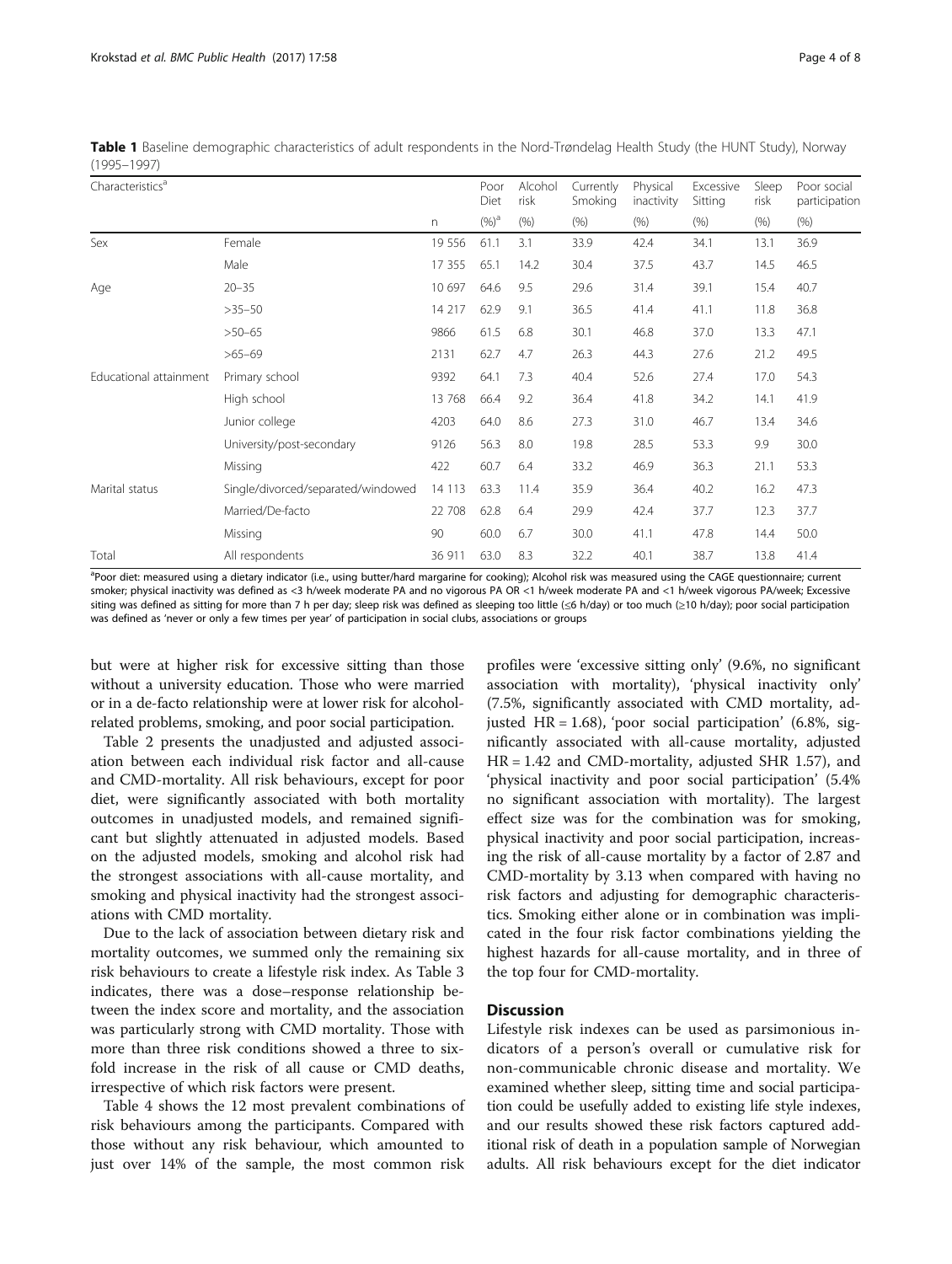**Table 1** Baseline demographic characteristics of adult respondents in the Nord-Trøndelag Health Study (the HUNT Study), Norway (1995–1997)

| Characteristics[a] | | | Poor Diet | Alcohol risk | Currently Smoking | Physical inactivity | Excessive Sitting | Sleep risk | Poor social participation |
|---|---|---|---|---|---|---|---|---|---|
| | | n | (%)[a] | (%) | (%) | (%) | (%) | (%) | (%) |
| Sex | Female | 19 556 | 61.1 | 3.1 | 33.9 | 42.4 | 34.1 | 13.1 | 36.9 |
| | Male | 17 355 | 65.1 | 14.2 | 30.4 | 37.5 | 43.7 | 14.5 | 46.5 |
| Age | 20–35 | 10 697 | 64.6 | 9.5 | 29.6 | 31.4 | 39.1 | 15.4 | 40.7 |
| | >35–50 | 14 217 | 62.9 | 9.1 | 36.5 | 41.4 | 41.1 | 11.8 | 36.8 |
| | >50–65 | 9866 | 61.5 | 6.8 | 30.1 | 46.8 | 37.0 | 13.3 | 47.1 |
| | >65–69 | 2131 | 62.7 | 4.7 | 26.3 | 44.3 | 27.6 | 21.2 | 49.5 |
| Educational attainment | Primary school | 9392 | 64.1 | 7.3 | 40.4 | 52.6 | 27.4 | 17.0 | 54.3 |
| | High school | 13 768 | 66.4 | 9.2 | 36.4 | 41.8 | 34.2 | 14.1 | 41.9 |
| | Junior college | 4203 | 64.0 | 8.6 | 27.3 | 31.0 | 46.7 | 13.4 | 34.6 |
| | University/post-secondary | 9126 | 56.3 | 8.0 | 19.8 | 28.5 | 53.3 | 9.9 | 30.0 |
| | Missing | 422 | 60.7 | 6.4 | 33.2 | 46.9 | 36.3 | 21.1 | 53.3 |
| Marital status | Single/divorced/separated/windowed | 14 113 | 63.3 | 11.4 | 35.9 | 36.4 | 40.2 | 16.2 | 47.3 |
| | Married/De-facto | 22 708 | 62.8 | 6.4 | 29.9 | 42.4 | 37.7 | 12.3 | 37.7 |
| | Missing | 90 | 60.0 | 6.7 | 30.0 | 41.1 | 47.8 | 14.4 | 50.0 |
| Total | All respondents | 36 911 | 63.0 | 8.3 | 32.2 | 40.1 | 38.7 | 13.8 | 41.4 |

[a]Poor diet: measured using a dietary indicator (i.e., using butter/hard margarine for cooking); Alcohol risk was measured using the CAGE questionnaire; current smoker; physical inactivity was defined as <3 h/week moderate PA and no vigorous PA OR <1 h/week moderate PA and <1 h/week vigorous PA/week; Excessive siting was defined as sitting for more than 7 h per day; sleep risk was defined as sleeping too little (≤6 h/day) or too much (≥10 h/day); poor social participation was defined as 'never or only a few times per year' of participation in social clubs, associations or groups

but were at higher risk for excessive sitting than those without a university education. Those who were married or in a de-facto relationship were at lower risk for alcohol-related problems, smoking, and poor social participation.

Table 2 presents the unadjusted and adjusted association between each individual risk factor and all-cause and CMD-mortality. All risk behaviours, except for poor diet, were significantly associated with both mortality outcomes in unadjusted models, and remained significant but slightly attenuated in adjusted models. Based on the adjusted models, smoking and alcohol risk had the strongest associations with all-cause mortality, and smoking and physical inactivity had the strongest associations with CMD mortality.

Due to the lack of association between dietary risk and mortality outcomes, we summed only the remaining six risk behaviours to create a lifestyle risk index. As Table 3 indicates, there was a dose–response relationship between the index score and mortality, and the association was particularly strong with CMD mortality. Those with more than three risk conditions showed a three to six-fold increase in the risk of all cause or CMD deaths, irrespective of which risk factors were present.

Table 4 shows the 12 most prevalent combinations of risk behaviours among the participants. Compared with those without any risk behaviour, which amounted to just over 14% of the sample, the most common risk profiles were 'excessive sitting only' (9.6%, no significant association with mortality), 'physical inactivity only' (7.5%, significantly associated with CMD mortality, adjusted HR = 1.68), 'poor social participation' (6.8%, significantly associated with all-cause mortality, adjusted HR = 1.42 and CMD-mortality, adjusted SHR 1.57), and 'physical inactivity and poor social participation' (5.4% no significant association with mortality). The largest effect size was for the combination was for smoking, physical inactivity and poor social participation, increasing the risk of all-cause mortality by a factor of 2.87 and CMD-mortality by 3.13 when compared with having no risk factors and adjusting for demographic characteristics. Smoking either alone or in combination was implicated in the four risk factor combinations yielding the highest hazards for all-cause mortality, and in three of the top four for CMD-mortality.

## Discussion

Lifestyle risk indexes can be used as parsimonious indicators of a person's overall or cumulative risk for non-communicable chronic disease and mortality. We examined whether sleep, sitting time and social participation could be usefully added to existing life style indexes, and our results showed these risk factors captured additional risk of death in a population sample of Norwegian adults. All risk behaviours except for the diet indicator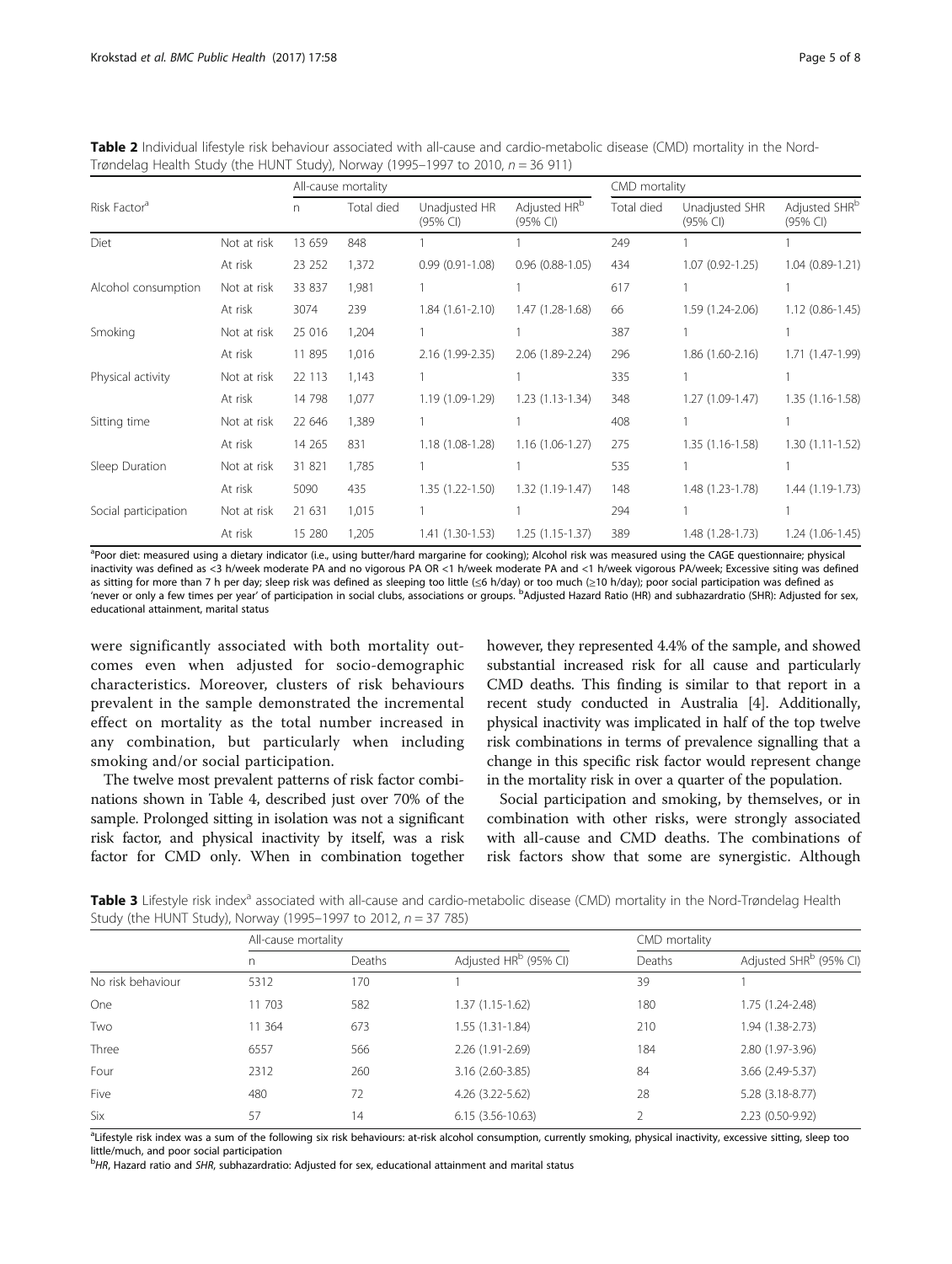**Table 2** Individual lifestyle risk behaviour associated with all-cause and cardio-metabolic disease (CMD) mortality in the Nord-Trøndelag Health Study (the HUNT Study), Norway (1995–1997 to 2010, $n = 36\ 911$)

| Risk Factor[a] | | All-cause mortality | | | | CMD mortality | | |
|---|---|---|---|---|---|---|---|---|
| | | n | Total died | Unadjusted HR (95% CI) | Adjusted HR[b] (95% CI) | Total died | Unadjusted SHR (95% CI) | Adjusted SHR[b] (95% CI) |
| Diet | Not at risk | 13 659 | 848 | 1 | 1 | 249 | 1 | 1 |
| | At risk | 23 252 | 1,372 | 0.99 (0.91-1.08) | 0.96 (0.88-1.05) | 434 | 1.07 (0.92-1.25) | 1.04 (0.89-1.21) |
| Alcohol consumption | Not at risk | 33 837 | 1,981 | 1 | 1 | 617 | 1 | 1 |
| | At risk | 3074 | 239 | 1.84 (1.61-2.10) | 1.47 (1.28-1.68) | 66 | 1.59 (1.24-2.06) | 1.12 (0.86-1.45) |
| Smoking | Not at risk | 25 016 | 1,204 | 1 | 1 | 387 | 1 | 1 |
| | At risk | 11 895 | 1,016 | 2.16 (1.99-2.35) | 2.06 (1.89-2.24) | 296 | 1.86 (1.60-2.16) | 1.71 (1.47-1.99) |
| Physical activity | Not at risk | 22 113 | 1,143 | 1 | 1 | 335 | 1 | 1 |
| | At risk | 14 798 | 1,077 | 1.19 (1.09-1.29) | 1.23 (1.13-1.34) | 348 | 1.27 (1.09-1.47) | 1.35 (1.16-1.58) |
| Sitting time | Not at risk | 22 646 | 1,389 | 1 | 1 | 408 | 1 | 1 |
| | At risk | 14 265 | 831 | 1.18 (1.08-1.28) | 1.16 (1.06-1.27) | 275 | 1.35 (1.16-1.58) | 1.30 (1.11-1.52) |
| Sleep Duration | Not at risk | 31 821 | 1,785 | 1 | 1 | 535 | 1 | 1 |
| | At risk | 5090 | 435 | 1.35 (1.22-1.50) | 1.32 (1.19-1.47) | 148 | 1.48 (1.23-1.78) | 1.44 (1.19-1.73) |
| Social participation | Not at risk | 21 631 | 1,015 | 1 | 1 | 294 | 1 | 1 |
| | At risk | 15 280 | 1,205 | 1.41 (1.30-1.53) | 1.25 (1.15-1.37) | 389 | 1.48 (1.28-1.73) | 1.24 (1.06-1.45) |

[a]Poor diet: measured using a dietary indicator (i.e., using butter/hard margarine for cooking); Alcohol risk was measured using the CAGE questionnaire; physical inactivity was defined as <3 h/week moderate PA and no vigorous PA OR <1 h/week moderate PA and <1 h/week vigorous PA/week; Excessive siting was defined as sitting for more than 7 h per day; sleep risk was defined as sleeping too little (≤6 h/day) or too much (≥10 h/day); poor social participation was defined as 'never or only a few times per year' of participation in social clubs, associations or groups. [b]Adjusted Hazard Ratio (HR) and subhazardratio (SHR): Adjusted for sex, educational attainment, marital status

were significantly associated with both mortality outcomes even when adjusted for socio-demographic characteristics. Moreover, clusters of risk behaviours prevalent in the sample demonstrated the incremental effect on mortality as the total number increased in any combination, but particularly when including smoking and/or social participation.

The twelve most prevalent patterns of risk factor combinations shown in Table 4, described just over 70% of the sample. Prolonged sitting in isolation was not a significant risk factor, and physical inactivity by itself, was a risk factor for CMD only. When in combination together however, they represented 4.4% of the sample, and showed substantial increased risk for all cause and particularly CMD deaths. This finding is similar to that report in a recent study conducted in Australia [4]. Additionally, physical inactivity was implicated in half of the top twelve risk combinations in terms of prevalence signalling that a change in this specific risk factor would represent change in the mortality risk in over a quarter of the population.

Social participation and smoking, by themselves, or in combination with other risks, were strongly associated with all-cause and CMD deaths. The combinations of risk factors show that some are synergistic. Although

**Table 3** Lifestyle risk index[a] associated with all-cause and cardio-metabolic disease (CMD) mortality in the Nord-Trøndelag Health Study (the HUNT Study), Norway (1995–1997 to 2012, $n = 37\ 785$)

| | All-cause mortality | | | CMD mortality | |
|---|---|---|---|---|---|
| | n | Deaths | Adjusted HR[b] (95% CI) | Deaths | Adjusted SHR[b] (95% CI) |
| No risk behaviour | 5312 | 170 | 1 | 39 | 1 |
| One | 11 703 | 582 | 1.37 (1.15-1.62) | 180 | 1.75 (1.24-2.48) |
| Two | 11 364 | 673 | 1.55 (1.31-1.84) | 210 | 1.94 (1.38-2.73) |
| Three | 6557 | 566 | 2.26 (1.91-2.69) | 184 | 2.80 (1.97-3.96) |
| Four | 2312 | 260 | 3.16 (2.60-3.85) | 84 | 3.66 (2.49-5.37) |
| Five | 480 | 72 | 4.26 (3.22-5.62) | 28 | 5.28 (3.18-8.77) |
| Six | 57 | 14 | 6.15 (3.56-10.63) | 2 | 2.23 (0.50-9.92) |

[a]Lifestyle risk index was a sum of the following six risk behaviours: at-risk alcohol consumption, currently smoking, physical inactivity, excessive sitting, sleep too little/much, and poor social participation
[b]*HR*, Hazard ratio and *SHR*, subhazardratio: Adjusted for sex, educational attainment and marital status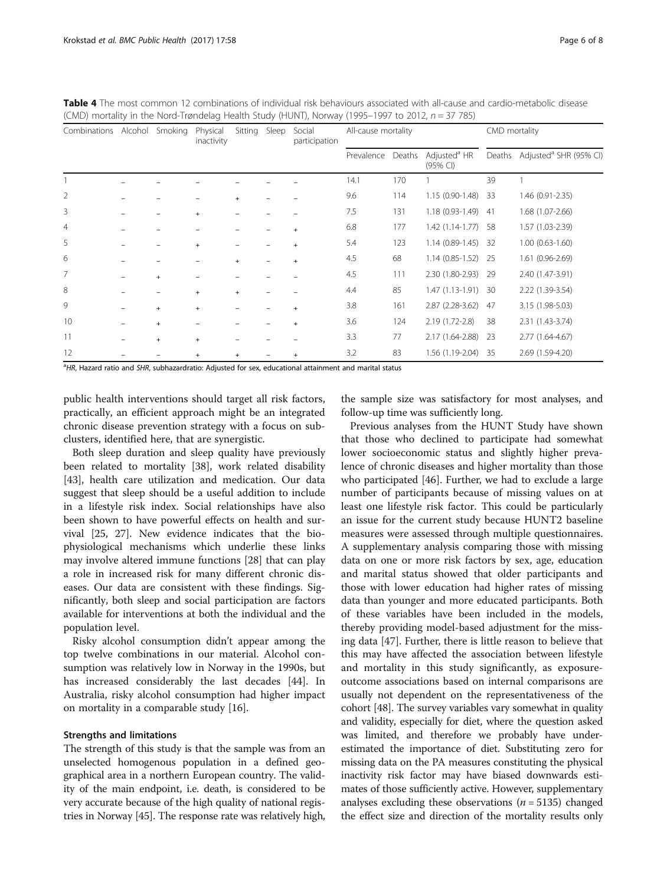**Table 4** The most common 12 combinations of individual risk behaviours associated with all-cause and cardio-metabolic disease (CMD) mortality in the Nord-Trøndelag Health Study (HUNT), Norway (1995–1997 to 2012, n = 37 785)

| Combinations | Alcohol | Smoking | Physical inactivity | Sitting | Sleep | Social participation | All-cause mortality | | | CMD mortality | |
|---|---|---|---|---|---|---|---|---|---|---|---|
| | | | | | | | Prevalence | Deaths | Adjusted[a] HR (95% CI) | Deaths | Adjusted[a] SHR (95% CI) |
| 1 | – | – | – | – | – | – | 14.1 | 170 | 1 | 39 | 1 |
| 2 | – | – | – | + | – | – | 9.6 | 114 | 1.15 (0.90-1.48) | 33 | 1.46 (0.91-2.35) |
| 3 | – | – | + | – | – | – | 7.5 | 131 | 1.18 (0.93-1.49) | 41 | 1.68 (1.07-2.66) |
| 4 | – | – | – | – | – | + | 6.8 | 177 | 1.42 (1.14-1.77) | 58 | 1.57 (1.03-2.39) |
| 5 | – | – | + | – | – | + | 5.4 | 123 | 1.14 (0.89-1.45) | 32 | 1.00 (0.63-1.60) |
| 6 | – | – | – | + | – | + | 4.5 | 68 | 1.14 (0.85-1.52) | 25 | 1.61 (0.96-2.69) |
| 7 | – | + | – | – | – | – | 4.5 | 111 | 2.30 (1.80-2.93) | 29 | 2.40 (1.47-3.91) |
| 8 | – | – | + | + | – | – | 4.4 | 85 | 1.47 (1.13-1.91) | 30 | 2.22 (1.39-3.54) |
| 9 | – | + | + | – | – | + | 3.8 | 161 | 2.87 (2.28-3.62) | 47 | 3.15 (1.98-5.03) |
| 10 | – | + | – | – | – | + | 3.6 | 124 | 2.19 (1.72-2.8) | 38 | 2.31 (1.43-3.74) |
| 11 | – | + | + | – | – | – | 3.3 | 77 | 2.17 (1.64-2.88) | 23 | 2.77 (1.64-4.67) |
| 12 | – | – | + | + | – | + | 3.2 | 83 | 1.56 (1.19-2.04) | 35 | 2.69 (1.59-4.20) |

[a]*HR*, Hazard ratio and *SHR*, subhazardratio: Adjusted for sex, educational attainment and marital status

public health interventions should target all risk factors, practically, an efficient approach might be an integrated chronic disease prevention strategy with a focus on subclusters, identified here, that are synergistic.

Both sleep duration and sleep quality have previously been related to mortality [38], work related disability [43], health care utilization and medication. Our data suggest that sleep should be a useful addition to include in a lifestyle risk index. Social relationships have also been shown to have powerful effects on health and survival [25, 27]. New evidence indicates that the biophysiological mechanisms which underlie these links may involve altered immune functions [28] that can play a role in increased risk for many different chronic diseases. Our data are consistent with these findings. Significantly, both sleep and social participation are factors available for interventions at both the individual and the population level.

Risky alcohol consumption didn't appear among the top twelve combinations in our material. Alcohol consumption was relatively low in Norway in the 1990s, but has increased considerably the last decades [44]. In Australia, risky alcohol consumption had higher impact on mortality in a comparable study [16].

### Strengths and limitations

The strength of this study is that the sample was from an unselected homogenous population in a defined geographical area in a northern European country. The validity of the main endpoint, i.e. death, is considered to be very accurate because of the high quality of national registries in Norway [45]. The response rate was relatively high, the sample size was satisfactory for most analyses, and follow-up time was sufficiently long.

Previous analyses from the HUNT Study have shown that those who declined to participate had somewhat lower socioeconomic status and slightly higher prevalence of chronic diseases and higher mortality than those who participated [46]. Further, we had to exclude a large number of participants because of missing values on at least one lifestyle risk factor. This could be particularly an issue for the current study because HUNT2 baseline measures were assessed through multiple questionnaires. A supplementary analysis comparing those with missing data on one or more risk factors by sex, age, education and marital status showed that older participants and those with lower education had higher rates of missing data than younger and more educated participants. Both of these variables have been included in the models, thereby providing model-based adjustment for the missing data [47]. Further, there is little reason to believe that this may have affected the association between lifestyle and mortality in this study significantly, as exposure-outcome associations based on internal comparisons are usually not dependent on the representativeness of the cohort [48]. The survey variables vary somewhat in quality and validity, especially for diet, where the question asked was limited, and therefore we probably have underestimated the importance of diet. Substituting zero for missing data on the PA measures constituting the physical inactivity risk factor may have biased downwards estimates of those sufficiently active. However, supplementary analyses excluding these observations ($n = 5135$) changed the effect size and direction of the mortality results only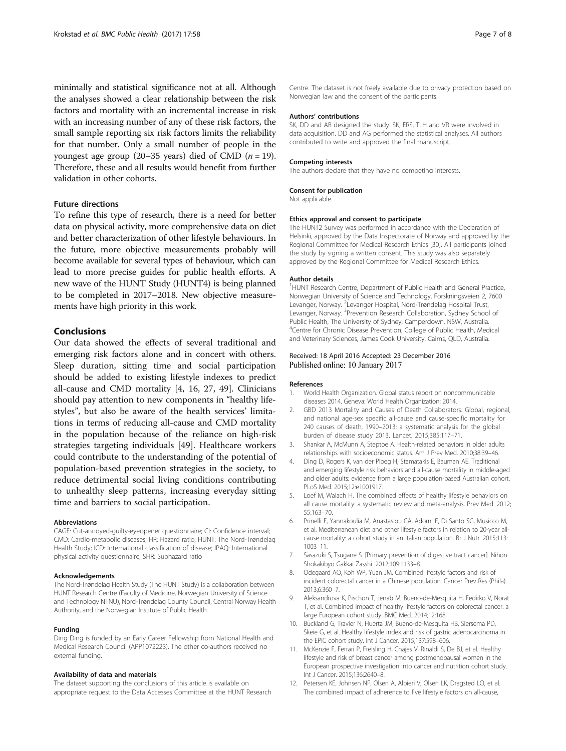minimally and statistical significance not at all. Although the analyses showed a clear relationship between the risk factors and mortality with an incremental increase in risk with an increasing number of any of these risk factors, the small sample reporting six risk factors limits the reliability for that number. Only a small number of people in the youngest age group (20–35 years) died of CMD ($n = 19$). Therefore, these and all results would benefit from further validation in other cohorts.

### Future directions

To refine this type of research, there is a need for better data on physical activity, more comprehensive data on diet and better characterization of other lifestyle behaviours. In the future, more objective measurements probably will become available for several types of behaviour, which can lead to more precise guides for public health efforts. A new wave of the HUNT Study (HUNT4) is being planned to be completed in 2017–2018. New objective measurements have high priority in this work.

## Conclusions

Our data showed the effects of several traditional and emerging risk factors alone and in concert with others. Sleep duration, sitting time and social participation should be added to existing lifestyle indexes to predict all-cause and CMD mortality [4, 16, 27, 49]. Clinicians should pay attention to new components in "healthy lifestyles", but also be aware of the health services' limitations in terms of reducing all-cause and CMD mortality in the population because of the reliance on high-risk strategies targeting individuals [49]. Healthcare workers could contribute to the understanding of the potential of population-based prevention strategies in the society, to reduce detrimental social living conditions contributing to unhealthy sleep patterns, increasing everyday sitting time and barriers to social participation.

#### Abbreviations

CAGE: Cut-annoyed-guilty-eyeopener questionnaire; CI: Confidence interval; CMD: Cardio-metabolic diseases; HR: Hazard ratio; HUNT: The Nord-Trøndelag Health Study; ICD: International classification of disease; IPAQ: International physical activity questionnaire; SHR: Subhazard ratio

#### Acknowledgements

The Nord-Trøndelag Health Study (The HUNT Study) is a collaboration between HUNT Research Centre (Faculty of Medicine, Norwegian University of Science and Technology NTNU), Nord-Trøndelag County Council, Central Norway Health Authority, and the Norwegian Institute of Public Health.

#### Funding

Ding Ding is funded by an Early Career Fellowship from National Health and Medical Research Council (APP1072223). The other co-authors received no external funding.

#### Availability of data and materials

The dataset supporting the conclusions of this article is available on appropriate request to the Data Accesses Committee at the HUNT Research Centre. The dataset is not freely available due to privacy protection based on Norwegian law and the consent of the participants.

#### Authors' contributions

SK, DD and AB designed the study. SK, ERS, TLH and VR were involved in data acquisition. DD and AG performed the statistical analyses. All authors contributed to write and approved the final manuscript.

#### Competing interests

The authors declare that they have no competing interests.

#### Consent for publication

Not applicable.

#### Ethics approval and consent to participate

The HUNT2 Survey was performed in accordance with the Declaration of Helsinki, approved by the Data Inspectorate of Norway and approved by the Regional Committee for Medical Research Ethics [30]. All participants joined the study by signing a written consent. This study was also separately approved by the Regional Committee for Medical Research Ethics.

#### Author details

[1]HUNT Research Centre, Department of Public Health and General Practice, Norwegian University of Science and Technology, Forskningsveien 2, 7600 Levanger, Norway. [2]Levanger Hospital, Nord-Trøndelag Hospital Trust, Levanger, Norway. [3]Prevention Research Collaboration, Sydney School of Public Health, The University of Sydney, Camperdown, NSW, Australia. [4]Centre for Chronic Disease Prevention, College of Public Health, Medical and Veterinary Sciences, James Cook University, Cairns, QLD, Australia.

Received: 18 April 2016 Accepted: 23 December 2016
Published online: 10 January 2017

#### References

1. World Health Organization. Global status report on noncommunicable diseases 2014. Geneva: World Health Organization; 2014.
2. GBD 2013 Mortality and Causes of Death Collaborators. Global, regional, and national age-sex specific all-cause and cause-specific mortality for 240 causes of death, 1990–2013: a systematic analysis for the global burden of disease study 2013. Lancet. 2015;385:117–71.
3. Shankar A, McMunn A, Steptoe A. Health-related behaviors in older adults relationships with socioeconomic status. Am J Prev Med. 2010;38:39–46.
4. Ding D, Rogers K, van der Ploeg H, Stamatakis E, Bauman AE. Traditional and emerging lifestyle risk behaviors and all-cause mortality in middle-aged and older adults: evidence from a large population-based Australian cohort. PLoS Med. 2015;12:e1001917.
5. Loef M, Walach H. The combined effects of healthy lifestyle behaviors on all cause mortality: a systematic review and meta-analysis. Prev Med. 2012;55:163–70.
6. Prinelli F, Yannakoulia M, Anastasiou CA, Adorni F, Di Santo SG, Musicco M, et al. Mediterranean diet and other lifestyle factors in relation to 20-year all-cause mortality: a cohort study in an Italian population. Br J Nutr. 2015;113:1003–11.
7. Sasazuki S, Tsugane S. [Primary prevention of digestive tract cancer]. Nihon Shokakibyo Gakkai Zasshi. 2012;109:1133–8.
8. Odegaard AO, Koh WP, Yuan JM. Combined lifestyle factors and risk of incident colorectal cancer in a Chinese population. Cancer Prev Res (Phila). 2013;6:360–7.
9. Aleksandrova K, Pischon T, Jenab M, Bueno-de-Mesquita H, Fedirko V, Norat T, et al. Combined impact of healthy lifestyle factors on colorectal cancer: a large European cohort study. BMC Med. 2014;12:168.
10. Buckland G, Travier N, Huerta JM, Bueno-de-Mesquita HB, Siersema PD, Skeie G, et al. Healthy lifestyle index and risk of gastric adenocarcinoma in the EPIC cohort study. Int J Cancer. 2015;137:598–606.
11. McKenzie F, Ferrari P, Freisling H, Chajes V, Rinaldi S, De BJ, et al. Healthy lifestyle and risk of breast cancer among postmenopausal women in the European prospective investigation into cancer and nutrition cohort study. Int J Cancer. 2015;136:2640–8.
12. Petersen KE, Johnsen NF, Olsen A, Albieri V, Olsen LK, Dragsted LO, et al. The combined impact of adherence to five lifestyle factors on all-cause,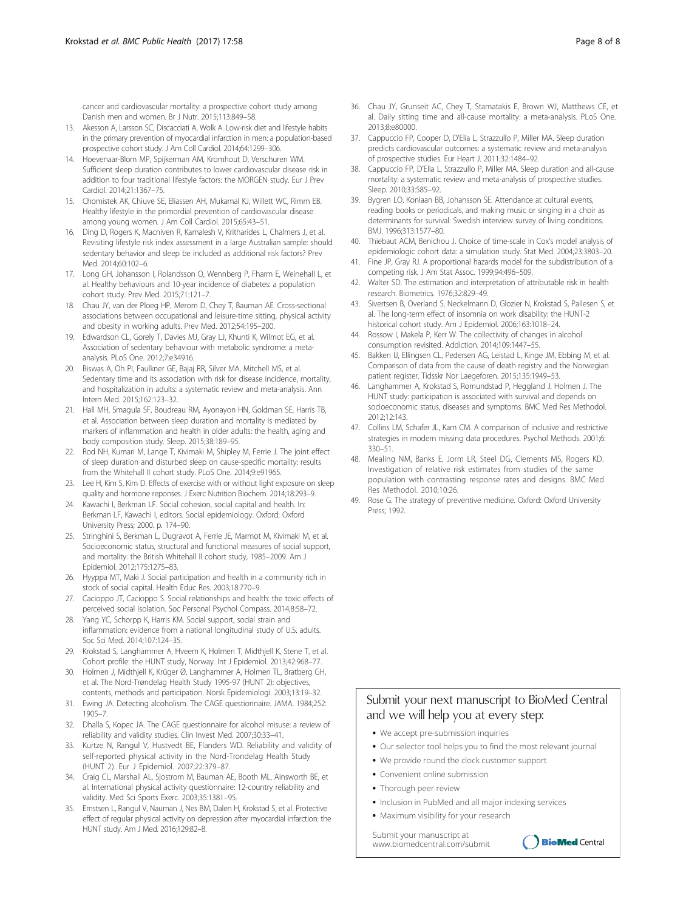cancer and cardiovascular mortality: a prospective cohort study among Danish men and women. Br J Nutr. 2015;113:849–58.

13. Akesson A, Larsson SC, Discacciati A, Wolk A. Low-risk diet and lifestyle habits in the primary prevention of myocardial infarction in men: a population-based prospective cohort study. J Am Coll Cardiol. 2014;64:1299–306.
14. Hoevenaar-Blom MP, Spijkerman AM, Kromhout D, Verschuren WM. Sufficient sleep duration contributes to lower cardiovascular disease risk in addition to four traditional lifestyle factors: the MORGEN study. Eur J Prev Cardiol. 2014;21:1367–75.
15. Chomistek AK, Chiuve SE, Eliassen AH, Mukamal KJ, Willett WC, Rimm EB. Healthy lifestyle in the primordial prevention of cardiovascular disease among young women. J Am Coll Cardiol. 2015;65:43–51.
16. Ding D, Rogers K, Macniven R, Kamalesh V, Kritharides L, Chalmers J, et al. Revisiting lifestyle risk index assessment in a large Australian sample: should sedentary behavior and sleep be included as additional risk factors? Prev Med. 2014;60:102–6.
17. Long GH, Johansson I, Rolandsson O, Wennberg P, Fharm E, Weinehall L, et al. Healthy behaviours and 10-year incidence of diabetes: a population cohort study. Prev Med. 2015;71:121–7.
18. Chau JY, van der Ploeg HP, Merom D, Chey T, Bauman AE. Cross-sectional associations between occupational and leisure-time sitting, physical activity and obesity in working adults. Prev Med. 2012;54:195–200.
19. Edwardson CL, Gorely T, Davies MJ, Gray LJ, Khunti K, Wilmot EG, et al. Association of sedentary behaviour with metabolic syndrome: a meta-analysis. PLoS One. 2012;7:e34916.
20. Biswas A, Oh PI, Faulkner GE, Bajaj RR, Silver MA, Mitchell MS, et al. Sedentary time and its association with risk for disease incidence, mortality, and hospitalization in adults: a systematic review and meta-analysis. Ann Intern Med. 2015;162:123–32.
21. Hall MH, Smagula SF, Boudreau RM, Ayonayon HN, Goldman SE, Harris TB, et al. Association between sleep duration and mortality is mediated by markers of inflammation and health in older adults: the health, aging and body composition study. Sleep. 2015;38:189–95.
22. Rod NH, Kumari M, Lange T, Kivimaki M, Shipley M, Ferrie J. The joint effect of sleep duration and disturbed sleep on cause-specific mortality: results from the Whitehall II cohort study. PLoS One. 2014;9:e91965.
23. Lee H, Kim S, Kim D. Effects of exercise with or without light exposure on sleep quality and hormone reponses. J Exerc Nutrition Biochem. 2014;18:293–9.
24. Kawachi I, Berkman LF. Social cohesion, social capital and health. In: Berkman LF, Kawachi I, editors. Social epidemiology. Oxford: Oxford University Press; 2000. p. 174–90.
25. Stringhini S, Berkman L, Dugravot A, Ferrie JE, Marmot M, Kivimaki M, et al. Socioeconomic status, structural and functional measures of social support, and mortality: the British Whitehall II cohort study, 1985–2009. Am J Epidemiol. 2012;175:1275–83.
26. Hyyppa MT, Maki J. Social participation and health in a community rich in stock of social capital. Health Educ Res. 2003;18:770–9.
27. Cacioppo JT, Cacioppo S. Social relationships and health: the toxic effects of perceived social isolation. Soc Personal Psychol Compass. 2014;8:58–72.
28. Yang YC, Schorpp K, Harris KM. Social support, social strain and inflammation: evidence from a national longitudinal study of U.S. adults. Soc Sci Med. 2014;107:124–35.
29. Krokstad S, Langhammer A, Hveem K, Holmen T, Midthjell K, Stene T, et al. Cohort profile: the HUNT study, Norway. Int J Epidemiol. 2013;42:968–77.
30. Holmen J, Midthjell K, Krüger Ø, Langhammer A, Holmen TL, Bratberg GH, et al. The Nord-Trøndelag Health Study 1995-97 (HUNT 2): objectives, contents, methods and participation. Norsk Epidemiologi. 2003;13:19–32.
31. Ewing JA. Detecting alcoholism. The CAGE questionnaire. JAMA. 1984;252:1905–7.
32. Dhalla S, Kopec JA. The CAGE questionnaire for alcohol misuse: a review of reliability and validity studies. Clin Invest Med. 2007;30:33–41.
33. Kurtze N, Rangul V, Hustvedt BE, Flanders WD. Reliability and validity of self-reported physical activity in the Nord-Trondelag Health Study (HUNT 2). Eur J Epidemiol. 2007;22:379–87.
34. Craig CL, Marshall AL, Sjostrom M, Bauman AE, Booth ML, Ainsworth BE, et al. International physical activity questionnaire: 12-country reliability and validity. Med Sci Sports Exerc. 2003;35:1381–95.
35. Ernstsen L, Rangul V, Nauman J, Nes BM, Dalen H, Krokstad S, et al. Protective effect of regular physical activity on depression after myocardial infarction: the HUNT study. Am J Med. 2016;129:82–8.
36. Chau JY, Grunseit AC, Chey T, Stamatakis E, Brown WJ, Matthews CE, et al. Daily sitting time and all-cause mortality: a meta-analysis. PLoS One. 2013;8:e80000.
37. Cappuccio FP, Cooper D, D'Elia L, Strazzullo P, Miller MA. Sleep duration predicts cardiovascular outcomes: a systematic review and meta-analysis of prospective studies. Eur Heart J. 2011;32:1484–92.
38. Cappuccio FP, D'Elia L, Strazzullo P, Miller MA. Sleep duration and all-cause mortality: a systematic review and meta-analysis of prospective studies. Sleep. 2010;33:585–92.
39. Bygren LO, Konlaan BB, Johansson SE. Attendance at cultural events, reading books or periodicals, and making music or singing in a choir as determinants for survival: Swedish interview survey of living conditions. BMJ. 1996;313:1577–80.
40. Thiebaut ACM, Benichou J. Choice of time-scale in Cox's model analysis of epidemiologic cohort data: a simulation study. Stat Med. 2004;23:3803–20.
41. Fine JP, Gray RJ. A proportional hazards model for the subdistribution of a competing risk. J Am Stat Assoc. 1999;94:496–509.
42. Walter SD. The estimation and interpretation of attributable risk in health research. Biometrics. 1976;32:829–49.
43. Sivertsen B, Overland S, Neckelmann D, Glozier N, Krokstad S, Pallesen S, et al. The long-term effect of insomnia on work disability: the HUNT-2 historical cohort study. Am J Epidemiol. 2006;163:1018–24.
44. Rossow I, Makela P, Kerr W. The collectivity of changes in alcohol consumption revisited. Addiction. 2014;109:1447–55.
45. Bakken IJ, Ellingsen CL, Pedersen AG, Leistad L, Kinge JM, Ebbing M, et al. Comparison of data from the cause of death registry and the Norwegian patient register. Tidsskr Nor Laegeforen. 2015;135:1949–53.
46. Langhammer A, Krokstad S, Romundstad P, Heggland J, Holmen J. The HUNT study: participation is associated with survival and depends on socioeconomic status, diseases and symptoms. BMC Med Res Methodol. 2012;12:143.
47. Collins LM, Schafer JL, Kam CM. A comparison of inclusive and restrictive strategies in modern missing data procedures. Psychol Methods. 2001;6:330–51.
48. Mealing NM, Banks E, Jorm LR, Steel DG, Clements MS, Rogers KD. Investigation of relative risk estimates from studies of the same population with contrasting response rates and designs. BMC Med Res Methodol. 2010;10:26.
49. Rose G. The strategy of preventive medicine. Oxford: Oxford University Press; 1992.

Submit your next manuscript to BioMed Central and we will help you at every step:

- We accept pre-submission inquiries
- Our selector tool helps you to find the most relevant journal
- We provide round the clock customer support
- Convenient online submission
- Thorough peer review
- Inclusion in PubMed and all major indexing services
- Maximum visibility for your research

Submit your manuscript at www.biomedcentral.com/submit

BioMed Central